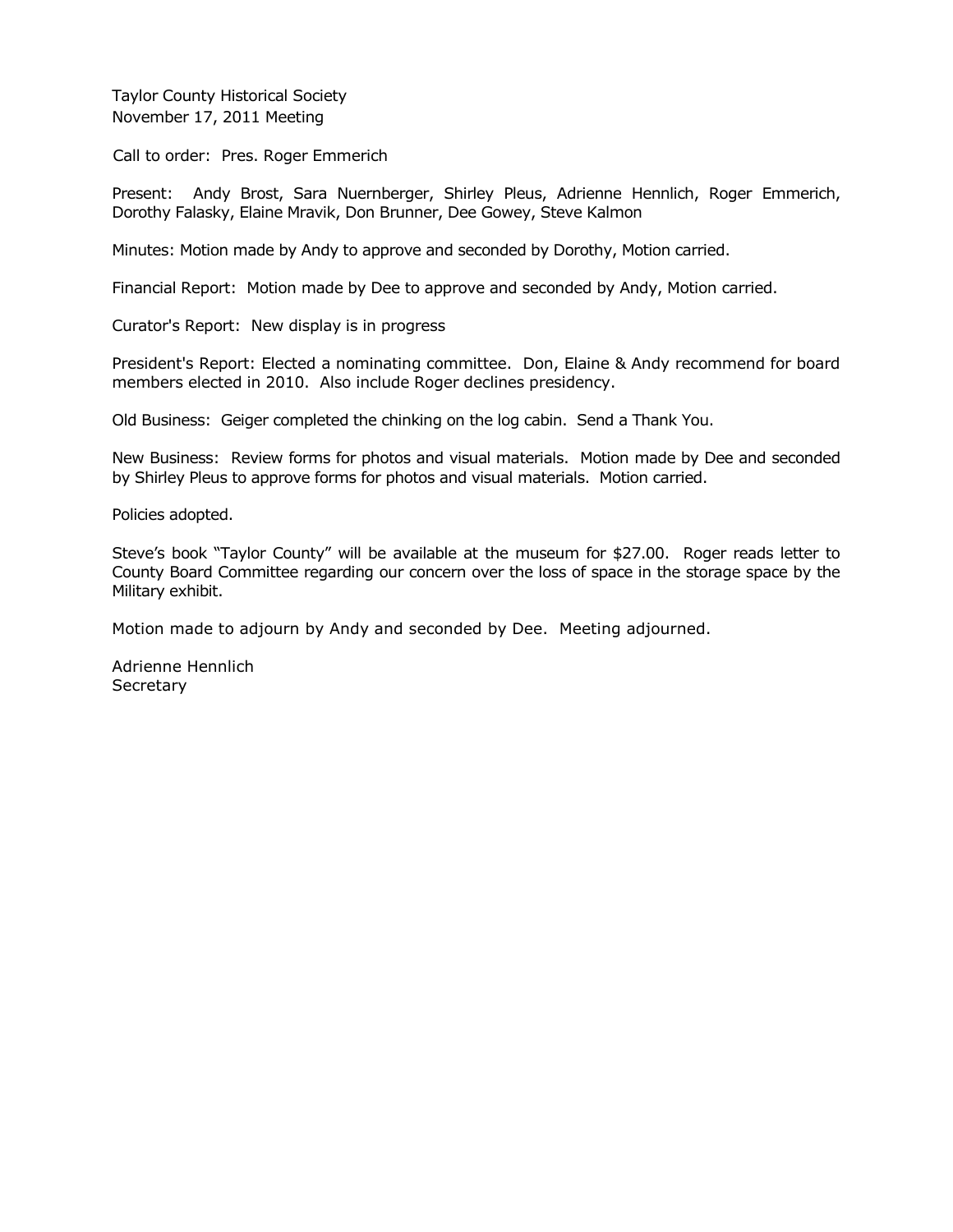Taylor County Historical Society
November 17, 2011 Meeting

Call to order: Pres. Roger Emmerich

Present: Andy Brost, Sara Nuernberger, Shirley Pleus, Adrienne Hennlich, Roger Emmerich, Dorothy Falasky, Elaine Mravik, Don Brunner, Dee Gowey, Steve Kalmon

Minutes: Motion made by Andy to approve and seconded by Dorothy, Motion carried.

Financial Report: Motion made by Dee to approve and seconded by Andy, Motion carried.

Curator's Report: New display is in progress

President's Report: Elected a nominating committee. Don, Elaine & Andy recommend for board members elected in 2010. Also include Roger declines presidency.

Old Business: Geiger completed the chinking on the log cabin. Send a Thank You.

New Business: Review forms for photos and visual materials. Motion made by Dee and seconded by Shirley Pleus to approve forms for photos and visual materials. Motion carried.

Policies adopted.

Steve's book "Taylor County" will be available at the museum for $27.00. Roger reads letter to County Board Committee regarding our concern over the loss of space in the storage space by the Military exhibit.

Motion made to adjourn by Andy and seconded by Dee. Meeting adjourned.

Adrienne Hennlich
Secretary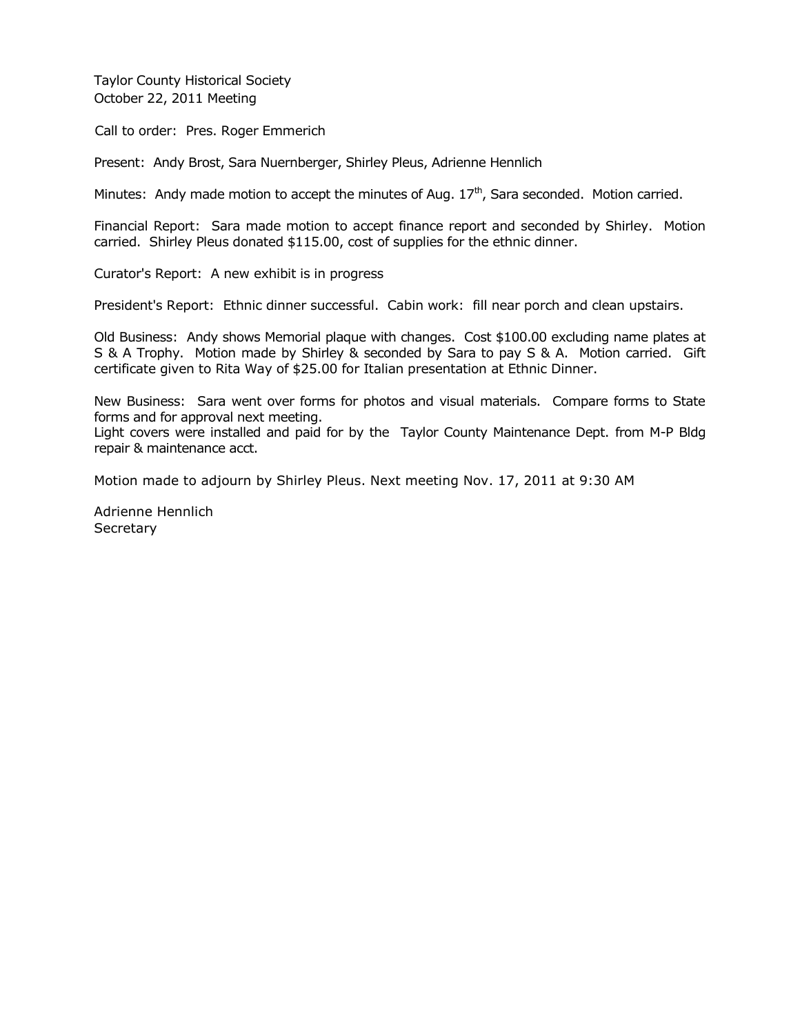Taylor County Historical Society
October 22, 2011 Meeting

Call to order: Pres. Roger Emmerich

Present: Andy Brost, Sara Nuernberger, Shirley Pleus, Adrienne Hennlich

Minutes: Andy made motion to accept the minutes of Aug. 17th, Sara seconded. Motion carried.

Financial Report: Sara made motion to accept finance report and seconded by Shirley. Motion carried. Shirley Pleus donated $115.00, cost of supplies for the ethnic dinner.

Curator's Report: A new exhibit is in progress

President's Report: Ethnic dinner successful. Cabin work: fill near porch and clean upstairs.

Old Business: Andy shows Memorial plaque with changes. Cost $100.00 excluding name plates at S & A Trophy. Motion made by Shirley & seconded by Sara to pay S & A. Motion carried. Gift certificate given to Rita Way of $25.00 for Italian presentation at Ethnic Dinner.

New Business: Sara went over forms for photos and visual materials. Compare forms to State forms and for approval next meeting.
Light covers were installed and paid for by the Taylor County Maintenance Dept. from M-P Bldg repair & maintenance acct.

Motion made to adjourn by Shirley Pleus. Next meeting Nov. 17, 2011 at 9:30 AM

Adrienne Hennlich
Secretary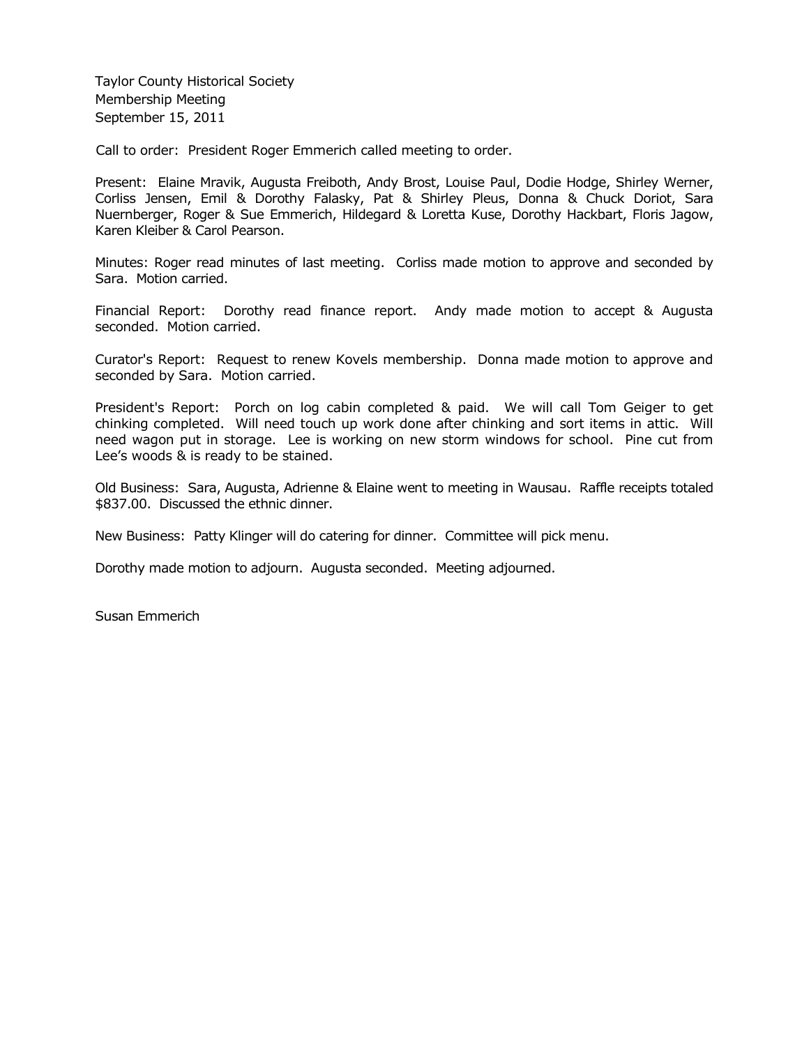Taylor County Historical Society
Membership Meeting
September 15, 2011

Call to order: President Roger Emmerich called meeting to order.

Present: Elaine Mravik, Augusta Freiboth, Andy Brost, Louise Paul, Dodie Hodge, Shirley Werner, Corliss Jensen, Emil & Dorothy Falasky, Pat & Shirley Pleus, Donna & Chuck Doriot, Sara Nuernberger, Roger & Sue Emmerich, Hildegard & Loretta Kuse, Dorothy Hackbart, Floris Jagow, Karen Kleiber & Carol Pearson.

Minutes: Roger read minutes of last meeting. Corliss made motion to approve and seconded by Sara. Motion carried.

Financial Report: Dorothy read finance report. Andy made motion to accept & Augusta seconded. Motion carried.

Curator's Report: Request to renew Kovels membership. Donna made motion to approve and seconded by Sara. Motion carried.

President's Report: Porch on log cabin completed & paid. We will call Tom Geiger to get chinking completed. Will need touch up work done after chinking and sort items in attic. Will need wagon put in storage. Lee is working on new storm windows for school. Pine cut from Lee's woods & is ready to be stained.

Old Business: Sara, Augusta, Adrienne & Elaine went to meeting in Wausau. Raffle receipts totaled $837.00. Discussed the ethnic dinner.

New Business: Patty Klinger will do catering for dinner. Committee will pick menu.

Dorothy made motion to adjourn. Augusta seconded. Meeting adjourned.

Susan Emmerich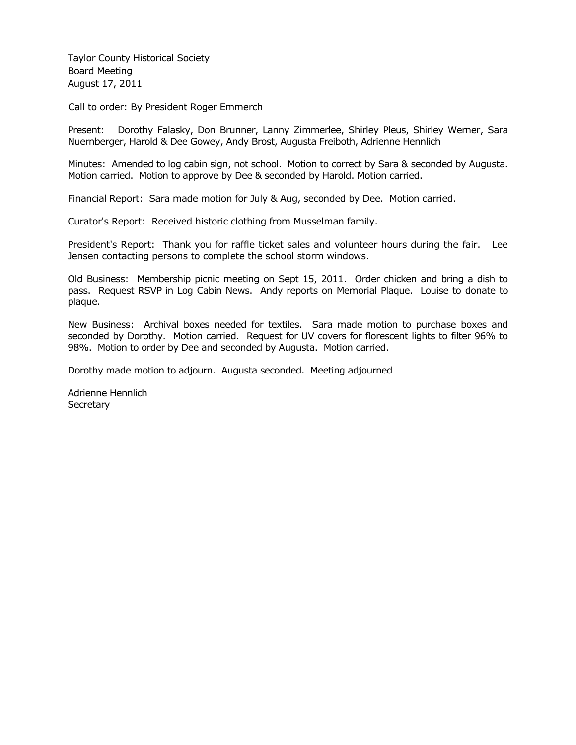Taylor County Historical Society
Board Meeting
August 17, 2011

Call to order: By President Roger Emmerch

Present: Dorothy Falasky, Don Brunner, Lanny Zimmerlee, Shirley Pleus, Shirley Werner, Sara Nuernberger, Harold & Dee Gowey, Andy Brost, Augusta Freiboth, Adrienne Hennlich

Minutes: Amended to log cabin sign, not school. Motion to correct by Sara & seconded by Augusta. Motion carried. Motion to approve by Dee & seconded by Harold. Motion carried.

Financial Report: Sara made motion for July & Aug, seconded by Dee. Motion carried.

Curator's Report: Received historic clothing from Musselman family.

President's Report: Thank you for raffle ticket sales and volunteer hours during the fair. Lee Jensen contacting persons to complete the school storm windows.

Old Business: Membership picnic meeting on Sept 15, 2011. Order chicken and bring a dish to pass. Request RSVP in Log Cabin News. Andy reports on Memorial Plaque. Louise to donate to plaque.

New Business: Archival boxes needed for textiles. Sara made motion to purchase boxes and seconded by Dorothy. Motion carried. Request for UV covers for florescent lights to filter 96% to 98%. Motion to order by Dee and seconded by Augusta. Motion carried.

Dorothy made motion to adjourn. Augusta seconded. Meeting adjourned

Adrienne Hennlich
Secretary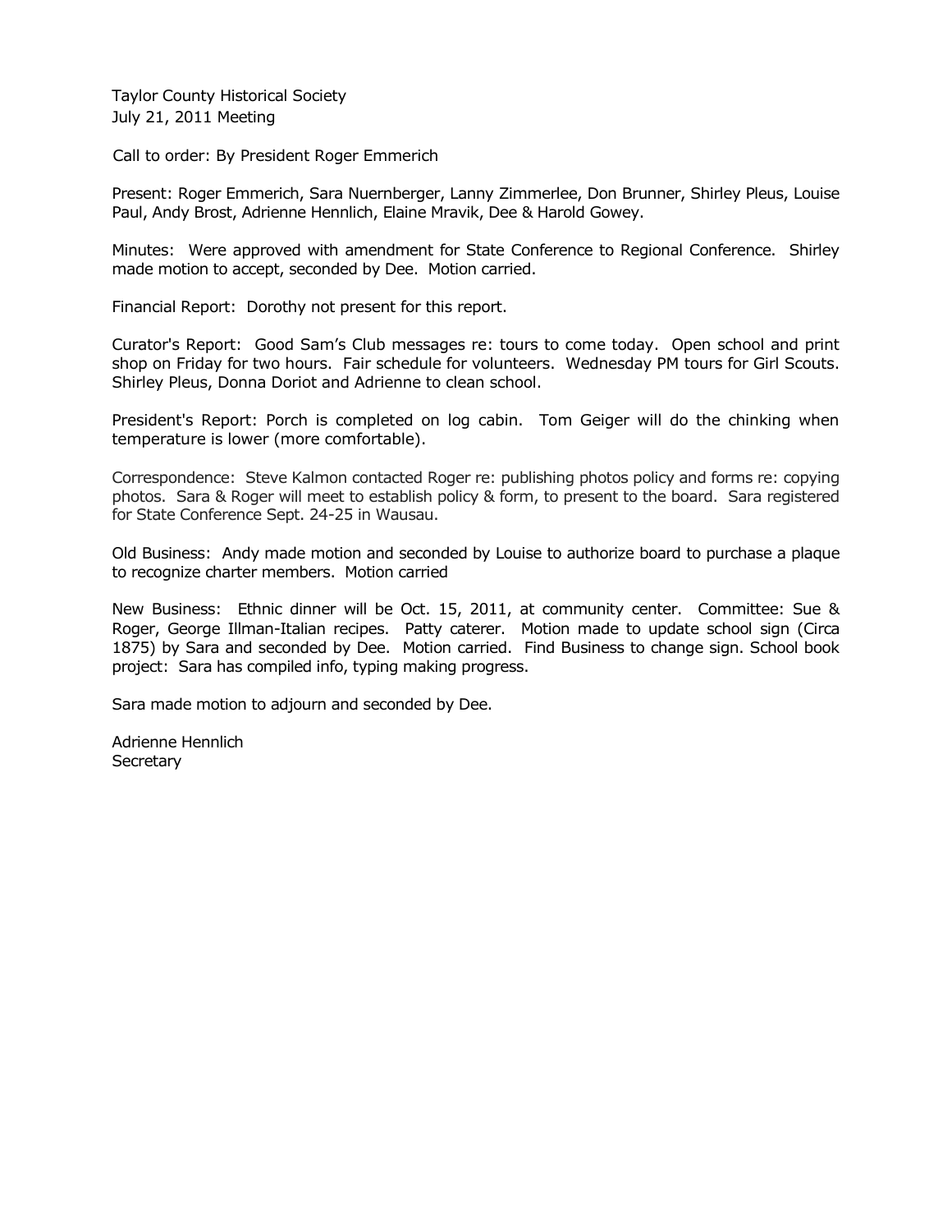Taylor County Historical Society
July 21, 2011 Meeting

Call to order: By President Roger Emmerich

Present: Roger Emmerich, Sara Nuernberger, Lanny Zimmerlee, Don Brunner, Shirley Pleus, Louise Paul, Andy Brost, Adrienne Hennlich, Elaine Mravik, Dee & Harold Gowey.

Minutes: Were approved with amendment for State Conference to Regional Conference. Shirley made motion to accept, seconded by Dee. Motion carried.

Financial Report: Dorothy not present for this report.

Curator's Report: Good Sam's Club messages re: tours to come today. Open school and print shop on Friday for two hours. Fair schedule for volunteers. Wednesday PM tours for Girl Scouts. Shirley Pleus, Donna Doriot and Adrienne to clean school.

President's Report: Porch is completed on log cabin. Tom Geiger will do the chinking when temperature is lower (more comfortable).

Correspondence: Steve Kalmon contacted Roger re: publishing photos policy and forms re: copying photos. Sara & Roger will meet to establish policy & form, to present to the board. Sara registered for State Conference Sept. 24-25 in Wausau.

Old Business: Andy made motion and seconded by Louise to authorize board to purchase a plaque to recognize charter members. Motion carried

New Business: Ethnic dinner will be Oct. 15, 2011, at community center. Committee: Sue & Roger, George Illman-Italian recipes. Patty caterer. Motion made to update school sign (Circa 1875) by Sara and seconded by Dee. Motion carried. Find Business to change sign. School book project: Sara has compiled info, typing making progress.

Sara made motion to adjourn and seconded by Dee.

Adrienne Hennlich
Secretary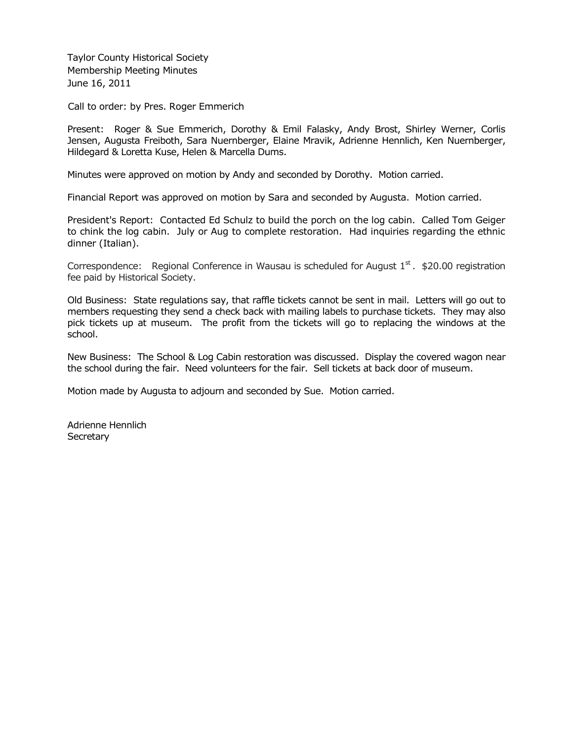Taylor County Historical Society
Membership Meeting Minutes
June 16, 2011

Call to order: by Pres. Roger Emmerich

Present: Roger & Sue Emmerich, Dorothy & Emil Falasky, Andy Brost, Shirley Werner, Corlis Jensen, Augusta Freiboth, Sara Nuernberger, Elaine Mravik, Adrienne Hennlich, Ken Nuernberger, Hildegard & Loretta Kuse, Helen & Marcella Dums.

Minutes were approved on motion by Andy and seconded by Dorothy. Motion carried.

Financial Report was approved on motion by Sara and seconded by Augusta. Motion carried.

President's Report: Contacted Ed Schulz to build the porch on the log cabin. Called Tom Geiger to chink the log cabin. July or Aug to complete restoration. Had inquiries regarding the ethnic dinner (Italian).

Correspondence: Regional Conference in Wausau is scheduled for August 1st. $20.00 registration fee paid by Historical Society.

Old Business: State regulations say, that raffle tickets cannot be sent in mail. Letters will go out to members requesting they send a check back with mailing labels to purchase tickets. They may also pick tickets up at museum. The profit from the tickets will go to replacing the windows at the school.

New Business: The School & Log Cabin restoration was discussed. Display the covered wagon near the school during the fair. Need volunteers for the fair. Sell tickets at back door of museum.

Motion made by Augusta to adjourn and seconded by Sue. Motion carried.

Adrienne Hennlich
Secretary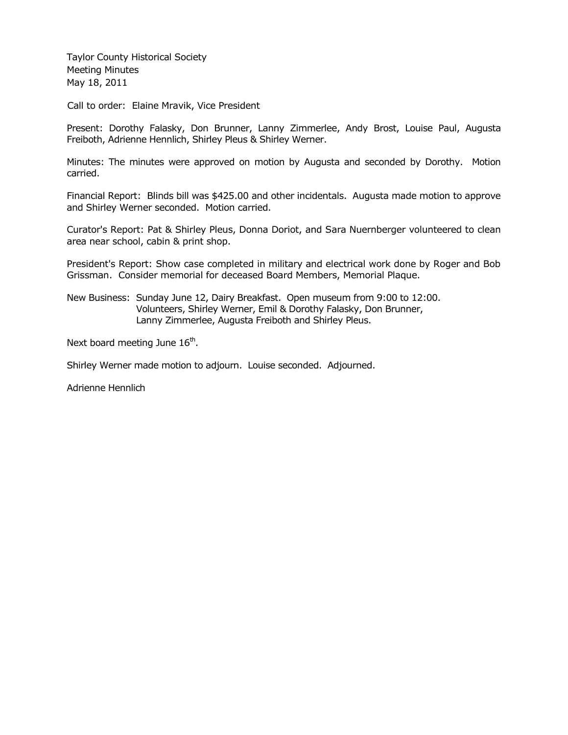Taylor County Historical Society
Meeting Minutes
May 18, 2011

Call to order: Elaine Mravik, Vice President

Present: Dorothy Falasky, Don Brunner, Lanny Zimmerlee, Andy Brost, Louise Paul, Augusta Freiboth, Adrienne Hennlich, Shirley Pleus & Shirley Werner.

Minutes: The minutes were approved on motion by Augusta and seconded by Dorothy. Motion carried.

Financial Report: Blinds bill was $425.00 and other incidentals. Augusta made motion to approve and Shirley Werner seconded. Motion carried.

Curator's Report: Pat & Shirley Pleus, Donna Doriot, and Sara Nuernberger volunteered to clean area near school, cabin & print shop.

President's Report: Show case completed in military and electrical work done by Roger and Bob Grissman. Consider memorial for deceased Board Members, Memorial Plaque.

New Business: Sunday June 12, Dairy Breakfast. Open museum from 9:00 to 12:00. Volunteers, Shirley Werner, Emil & Dorothy Falasky, Don Brunner, Lanny Zimmerlee, Augusta Freiboth and Shirley Pleus.

Next board meeting June 16th.

Shirley Werner made motion to adjourn. Louise seconded. Adjourned.

Adrienne Hennlich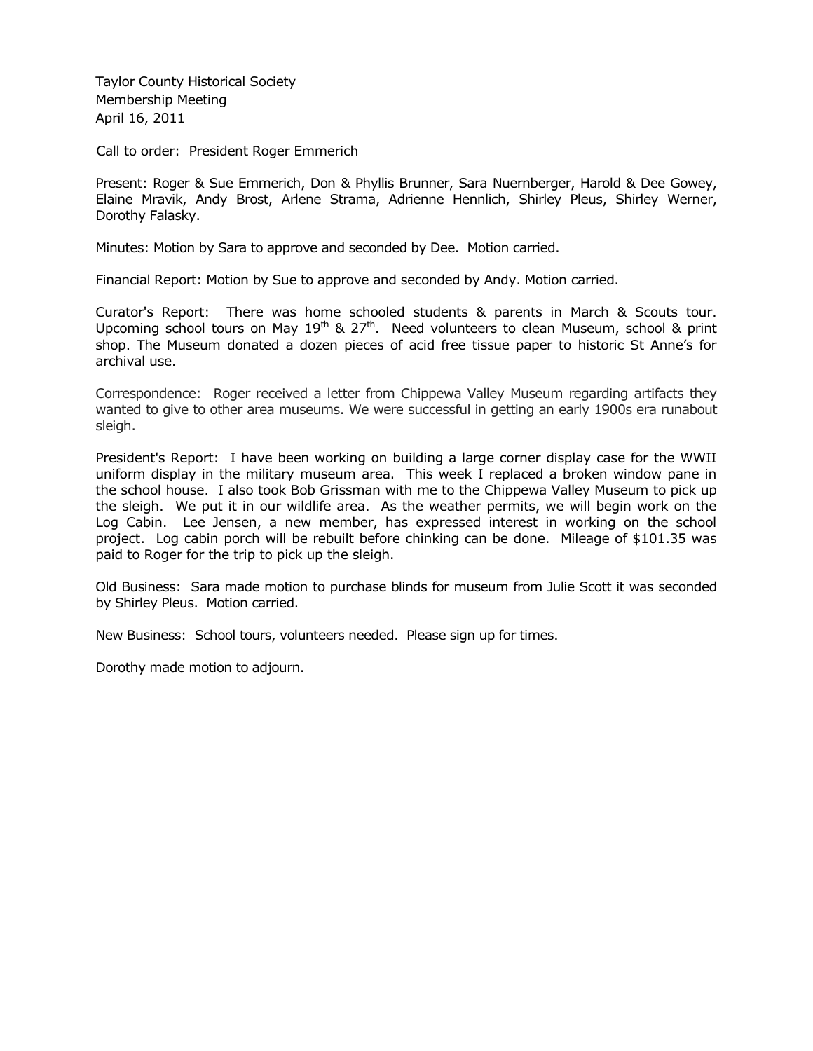Taylor County Historical Society
Membership Meeting
April 16, 2011

Call to order: President Roger Emmerich

Present: Roger & Sue Emmerich, Don & Phyllis Brunner, Sara Nuernberger, Harold & Dee Gowey, Elaine Mravik, Andy Brost, Arlene Strama, Adrienne Hennlich, Shirley Pleus, Shirley Werner, Dorothy Falasky.

Minutes: Motion by Sara to approve and seconded by Dee. Motion carried.

Financial Report: Motion by Sue to approve and seconded by Andy. Motion carried.

Curator's Report: There was home schooled students & parents in March & Scouts tour. Upcoming school tours on May 19th & 27th. Need volunteers to clean Museum, school & print shop. The Museum donated a dozen pieces of acid free tissue paper to historic St Anne's for archival use.

Correspondence: Roger received a letter from Chippewa Valley Museum regarding artifacts they wanted to give to other area museums. We were successful in getting an early 1900s era runabout sleigh.

President's Report: I have been working on building a large corner display case for the WWII uniform display in the military museum area. This week I replaced a broken window pane in the school house. I also took Bob Grissman with me to the Chippewa Valley Museum to pick up the sleigh. We put it in our wildlife area. As the weather permits, we will begin work on the Log Cabin. Lee Jensen, a new member, has expressed interest in working on the school project. Log cabin porch will be rebuilt before chinking can be done. Mileage of $101.35 was paid to Roger for the trip to pick up the sleigh.

Old Business: Sara made motion to purchase blinds for museum from Julie Scott it was seconded by Shirley Pleus. Motion carried.

New Business: School tours, volunteers needed. Please sign up for times.

Dorothy made motion to adjourn.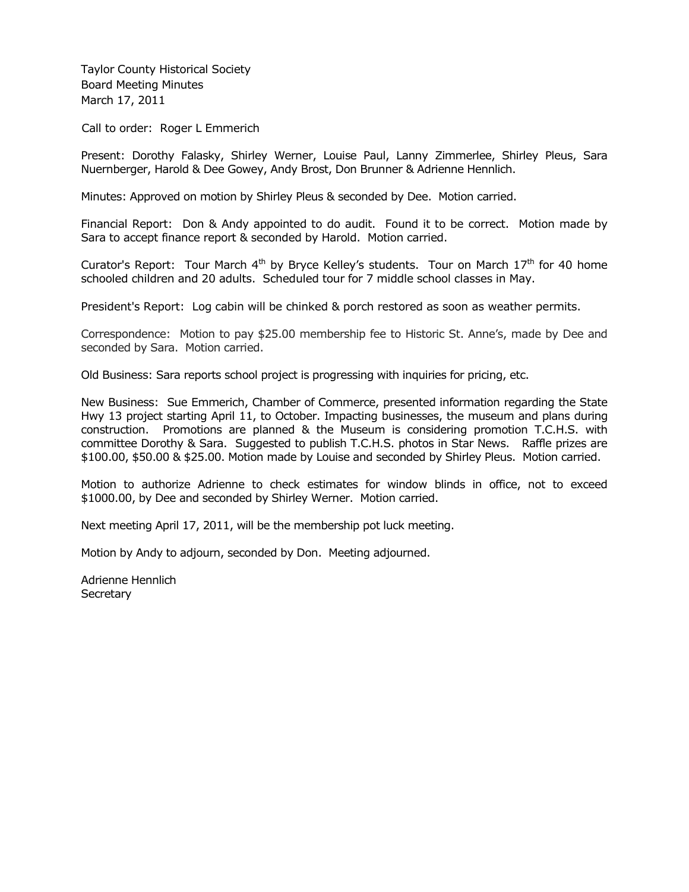Taylor County Historical Society
Board Meeting Minutes
March 17, 2011

Call to order: Roger L Emmerich

Present: Dorothy Falasky, Shirley Werner, Louise Paul, Lanny Zimmerlee, Shirley Pleus, Sara Nuernberger, Harold & Dee Gowey, Andy Brost, Don Brunner & Adrienne Hennlich.

Minutes: Approved on motion by Shirley Pleus & seconded by Dee. Motion carried.

Financial Report: Don & Andy appointed to do audit. Found it to be correct. Motion made by Sara to accept finance report & seconded by Harold. Motion carried.

Curator's Report: Tour March 4th by Bryce Kelley's students. Tour on March 17th for 40 home schooled children and 20 adults. Scheduled tour for 7 middle school classes in May.

President's Report: Log cabin will be chinked & porch restored as soon as weather permits.

Correspondence: Motion to pay $25.00 membership fee to Historic St. Anne's, made by Dee and seconded by Sara. Motion carried.

Old Business: Sara reports school project is progressing with inquiries for pricing, etc.

New Business: Sue Emmerich, Chamber of Commerce, presented information regarding the State Hwy 13 project starting April 11, to October. Impacting businesses, the museum and plans during construction. Promotions are planned & the Museum is considering promotion T.C.H.S. with committee Dorothy & Sara. Suggested to publish T.C.H.S. photos in Star News. Raffle prizes are $100.00, $50.00 & $25.00. Motion made by Louise and seconded by Shirley Pleus. Motion carried.

Motion to authorize Adrienne to check estimates for window blinds in office, not to exceed $1000.00, by Dee and seconded by Shirley Werner. Motion carried.

Next meeting April 17, 2011, will be the membership pot luck meeting.

Motion by Andy to adjourn, seconded by Don. Meeting adjourned.

Adrienne Hennlich
Secretary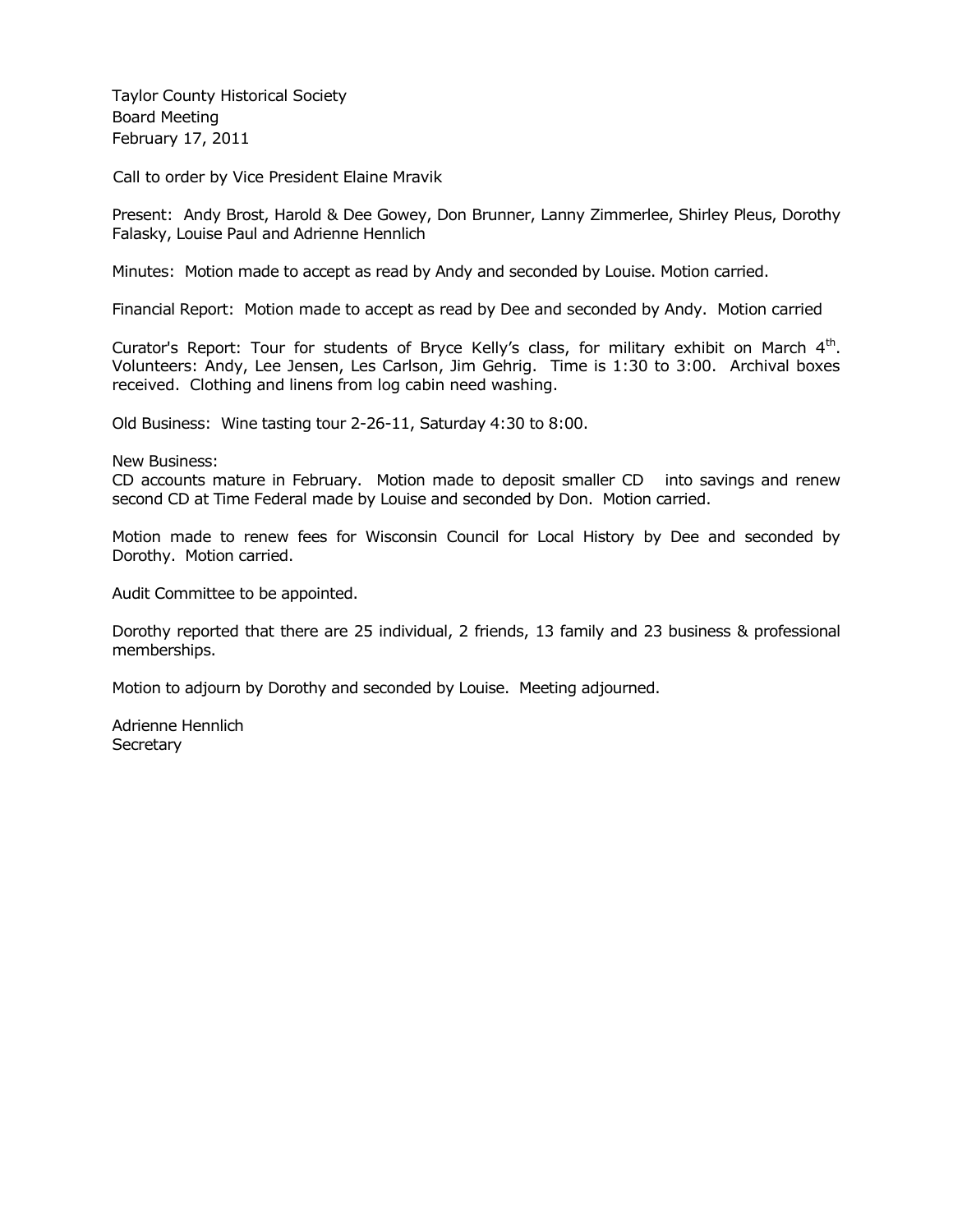Taylor County Historical Society
Board Meeting
February 17, 2011

Call to order by Vice President Elaine Mravik

Present: Andy Brost, Harold & Dee Gowey, Don Brunner, Lanny Zimmerlee, Shirley Pleus, Dorothy Falasky, Louise Paul and Adrienne Hennlich

Minutes: Motion made to accept as read by Andy and seconded by Louise. Motion carried.

Financial Report: Motion made to accept as read by Dee and seconded by Andy. Motion carried

Curator's Report: Tour for students of Bryce Kelly's class, for military exhibit on March 4th. Volunteers: Andy, Lee Jensen, Les Carlson, Jim Gehrig. Time is 1:30 to 3:00. Archival boxes received. Clothing and linens from log cabin need washing.

Old Business: Wine tasting tour 2-26-11, Saturday 4:30 to 8:00.

New Business:
CD accounts mature in February. Motion made to deposit smaller CD into savings and renew second CD at Time Federal made by Louise and seconded by Don. Motion carried.

Motion made to renew fees for Wisconsin Council for Local History by Dee and seconded by Dorothy. Motion carried.

Audit Committee to be appointed.

Dorothy reported that there are 25 individual, 2 friends, 13 family and 23 business & professional memberships.

Motion to adjourn by Dorothy and seconded by Louise. Meeting adjourned.

Adrienne Hennlich
Secretary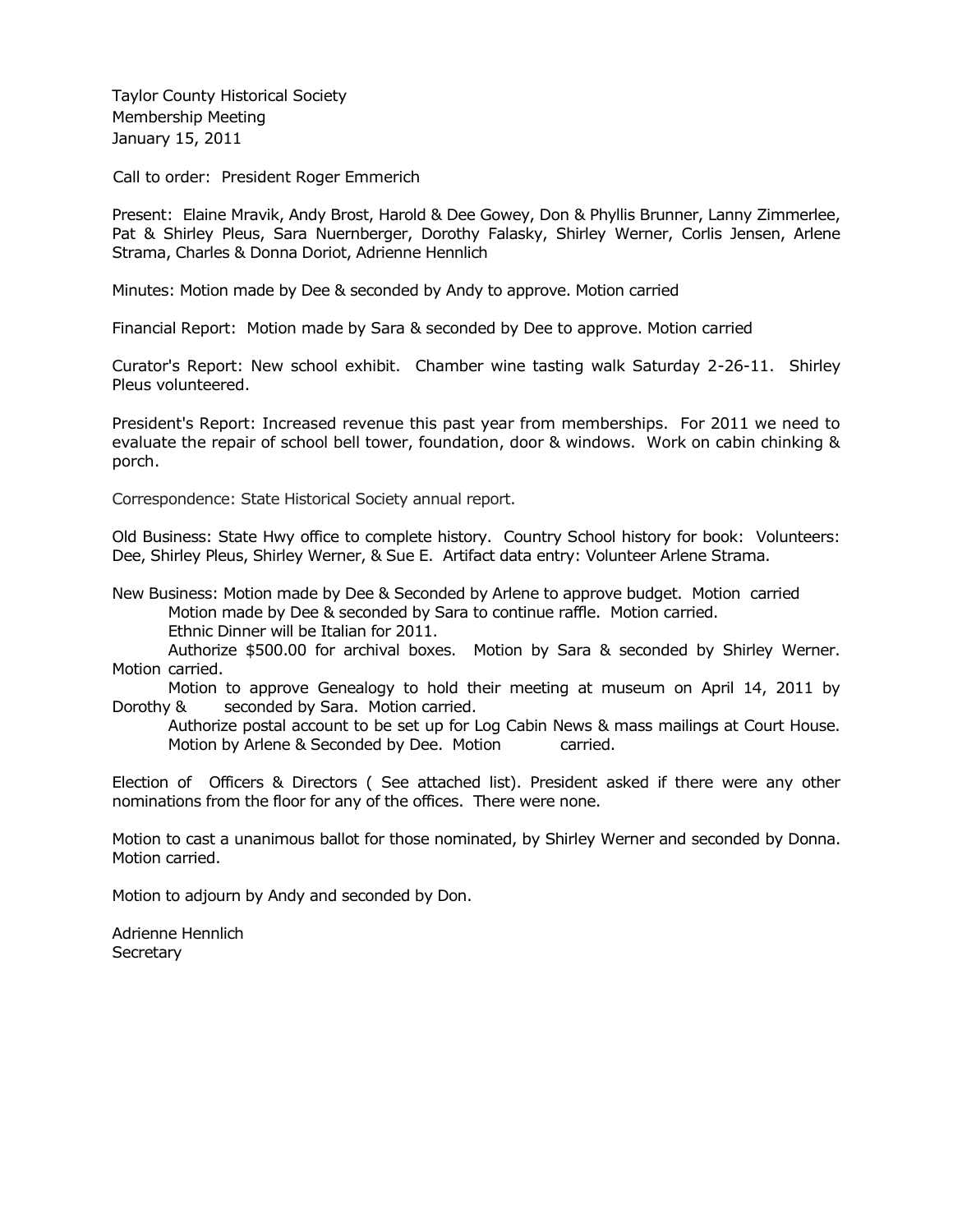Taylor County Historical Society
Membership Meeting
January 15, 2011

Call to order: President Roger Emmerich

Present: Elaine Mravik, Andy Brost, Harold & Dee Gowey, Don & Phyllis Brunner, Lanny Zimmerlee, Pat & Shirley Pleus, Sara Nuernberger, Dorothy Falasky, Shirley Werner, Corlis Jensen, Arlene Strama, Charles & Donna Doriot, Adrienne Hennlich

Minutes: Motion made by Dee & seconded by Andy to approve. Motion carried

Financial Report: Motion made by Sara & seconded by Dee to approve. Motion carried

Curator's Report: New school exhibit. Chamber wine tasting walk Saturday 2-26-11. Shirley Pleus volunteered.

President's Report: Increased revenue this past year from memberships. For 2011 we need to evaluate the repair of school bell tower, foundation, door & windows. Work on cabin chinking & porch.

Correspondence: State Historical Society annual report.

Old Business: State Hwy office to complete history. Country School history for book: Volunteers: Dee, Shirley Pleus, Shirley Werner, & Sue E. Artifact data entry: Volunteer Arlene Strama.

New Business: Motion made by Dee & Seconded by Arlene to approve budget. Motion carried

Motion made by Dee & seconded by Sara to continue raffle. Motion carried.

Ethnic Dinner will be Italian for 2011.

Authorize $500.00 for archival boxes. Motion by Sara & seconded by Shirley Werner. Motion carried.

Motion to approve Genealogy to hold their meeting at museum on April 14, 2011 by Dorothy & seconded by Sara. Motion carried.

Authorize postal account to be set up for Log Cabin News & mass mailings at Court House. Motion by Arlene & Seconded by Dee. Motion carried.

Election of Officers & Directors ( See attached list). President asked if there were any other nominations from the floor for any of the offices. There were none.

Motion to cast a unanimous ballot for those nominated, by Shirley Werner and seconded by Donna. Motion carried.

Motion to adjourn by Andy and seconded by Don.

Adrienne Hennlich
Secretary